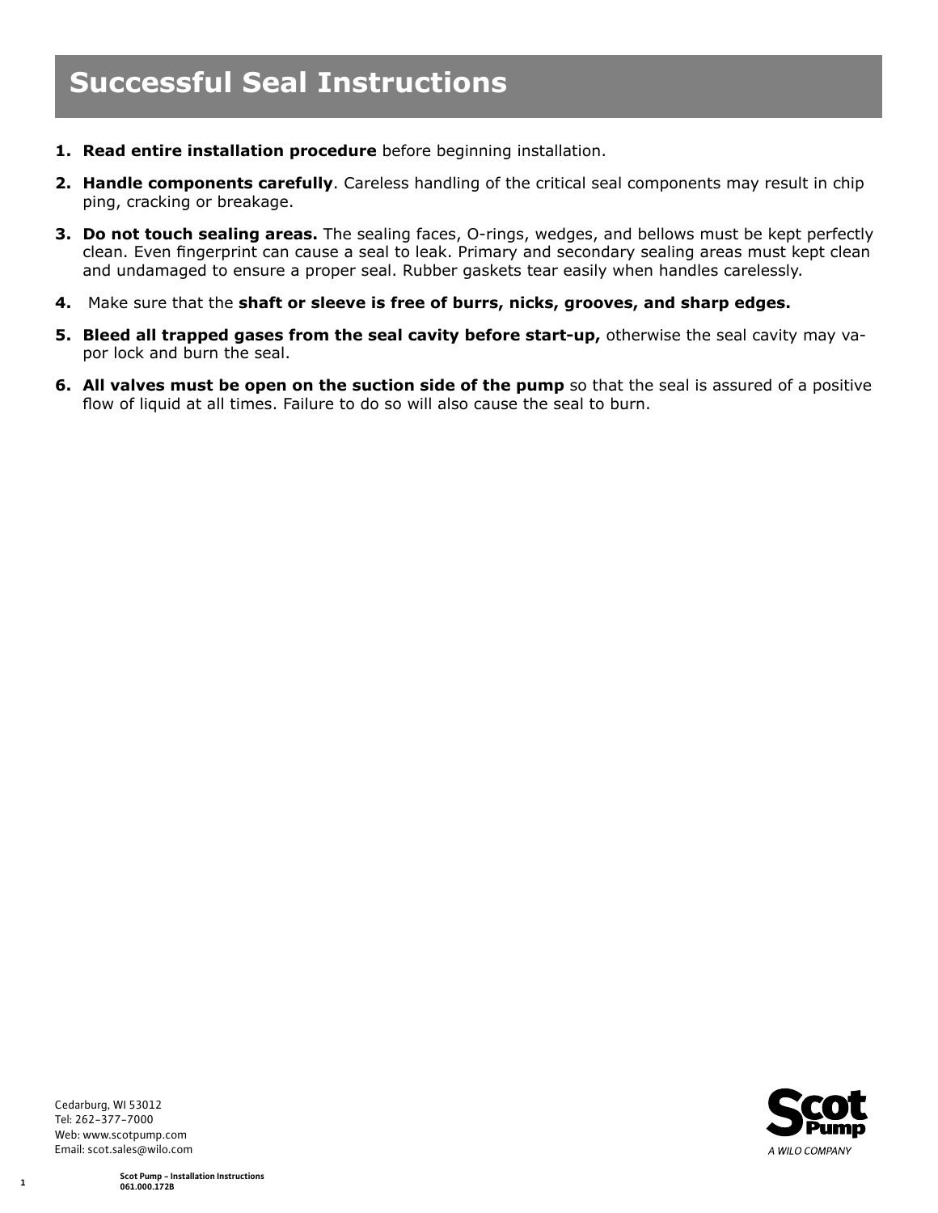# Successful Seal Instructions

1. **Read entire installation procedure** before beginning installation.
2. **Handle components carefully**. Careless handling of the critical seal components may result in chip ping, cracking or breakage.
3. **Do not touch sealing areas.** The sealing faces, O-rings, wedges, and bellows must be kept perfectly clean. Even fingerprint can cause a seal to leak. Primary and secondary sealing areas must kept clean and undamaged to ensure a proper seal. Rubber gaskets tear easily when handles carelessly.
4. Make sure that the **shaft or sleeve is free of burrs, nicks, grooves, and sharp edges.**
5. **Bleed all trapped gases from the seal cavity before start-up,** otherwise the seal cavity may va-por lock and burn the seal.
6. **All valves must be open on the suction side of the pump** so that the seal is assured of a positive flow of liquid at all times. Failure to do so will also cause the seal to burn.

Cedarburg, WI 53012
Tel: 262–377–7000
Web: www.scotpump.com
Email: scot.sales@wilo.com

Scot Pump
A WILO COMPANY

Scot Pump – Installation Instructions
061.000.172B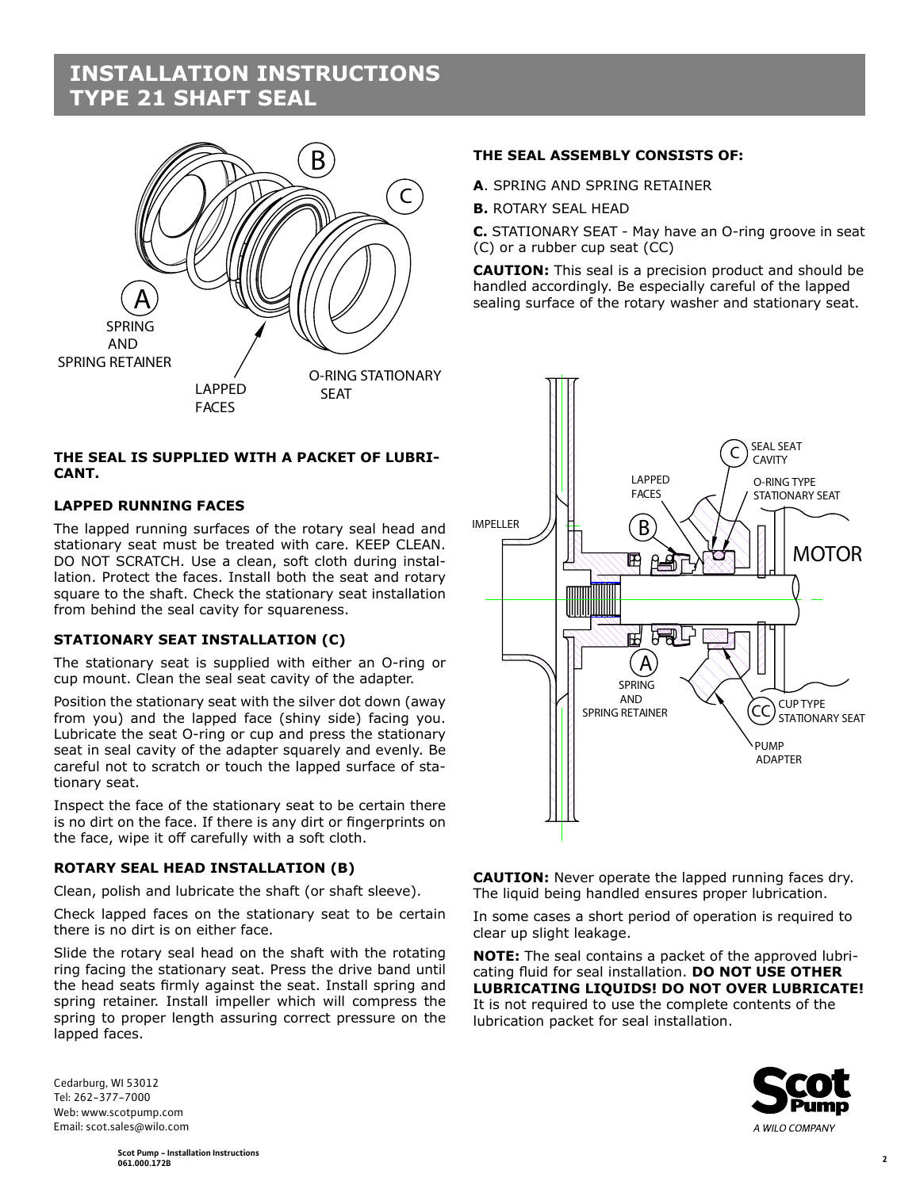# INSTALLATION INSTRUCTIONS
# TYPE 21 SHAFT SEAL

A
SPRING
AND
SPRING RETAINER

B

C

LAPPED
FACES

O-RING STATIONARY
SEAT

**THE SEAL ASSEMBLY CONSISTS OF:**

**A**. SPRING AND SPRING RETAINER

**B.** ROTARY SEAL HEAD

**C.** STATIONARY SEAT - May have an O-ring groove in seat (C) or a rubber cup seat (CC)

**CAUTION:** This seal is a precision product and should be handled accordingly. Be especially careful of the lapped sealing surface of the rotary washer and stationary seat.

**THE SEAL IS SUPPLIED WITH A PACKET OF LUBRICANT.**

### LAPPED RUNNING FACES

The lapped running surfaces of the rotary seal head and stationary seat must be treated with care. KEEP CLEAN. DO NOT SCRATCH. Use a clean, soft cloth during installation. Protect the faces. Install both the seat and rotary square to the shaft. Check the stationary seat installation from behind the seal cavity for squareness.

### STATIONARY SEAT INSTALLATION (C)

The stationary seat is supplied with either an O-ring or cup mount. Clean the seal seat cavity of the adapter.

Position the stationary seat with the silver dot down (away from you) and the lapped face (shiny side) facing you. Lubricate the seat O-ring or cup and press the stationary seat in seal cavity of the adapter squarely and evenly. Be careful not to scratch or touch the lapped surface of stationary seat.

Inspect the face of the stationary seat to be certain there is no dirt on the face. If there is any dirt or fingerprints on the face, wipe it off carefully with a soft cloth.

### ROTARY SEAL HEAD INSTALLATION (B)

Clean, polish and lubricate the shaft (or shaft sleeve).

Check lapped faces on the stationary seat to be certain there is no dirt is on either face.

Slide the rotary seal head on the shaft with the rotating ring facing the stationary seat. Press the drive band until the head seats firmly against the seat. Install spring and spring retainer. Install impeller which will compress the spring to proper length assuring correct pressure on the lapped faces.

IMPELLER

LAPPED
FACES

B

C SEAL SEAT
CAVITY

O-RING TYPE
STATIONARY SEAT

MOTOR

A
SPRING
AND
SPRING RETAINER

CC CUP TYPE
STATIONARY SEAT

PUMP
ADAPTER

**CAUTION:** Never operate the lapped running faces dry. The liquid being handled ensures proper lubrication.

In some cases a short period of operation is required to clear up slight leakage.

**NOTE:** The seal contains a packet of the approved lubricating fluid for seal installation. **DO NOT USE OTHER LUBRICATING LIQUIDS! DO NOT OVER LUBRICATE!** It is not required to use the complete contents of the lubrication packet for seal installation.

Cedarburg, WI 53012
Tel: 262-377-7000
Web: www.scotpump.com
Email: scot.sales@wilo.com

Scot Pump
A WILO COMPANY

Scot Pump – Installation Instructions
061.000.172B